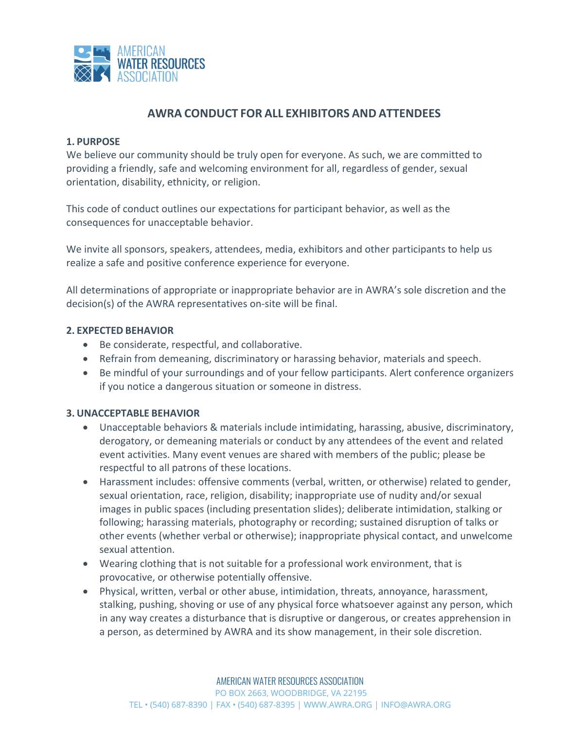# AWRA CONDUCT FOR ALL EXHIBITORS AND ATTENDEES

## 1. PURPOSE

We believe our community should be truly open for everyone. As such, we are committed to providing a friendly, safe and welcoming environment for all, regardless of gender, sexual orientation, disability, ethnicity, or religion.

This code of conduct outlines our expectations for participant behavior, as well as the consequences for unacceptable behavior.

We invite all sponsors, speakers, attendees, media, exhibitors and other participants to help us realize a safe and positive conference experience for everyone.

All determinations of appropriate or inappropriate behavior are in AWRA's sole discretion and the decision(s) of the AWRA representatives on-site will be final.

## 2. EXPECTED BEHAVIOR

- Be considerate, respectful, and collaborative.
- Refrain from demeaning, discriminatory or harassing behavior, materials and speech.
- Be mindful of your surroundings and of your fellow participants. Alert conference organizers if you notice a dangerous situation or someone in distress.

## 3. UNACCEPTABLE BEHAVIOR

- Unacceptable behaviors & materials include intimidating, harassing, abusive, discriminatory, derogatory, or demeaning materials or conduct by any attendees of the event and related event activities. Many event venues are shared with members of the public; please be respectful to all patrons of these locations.
- Harassment includes: offensive comments (verbal, written, or otherwise) related to gender, sexual orientation, race, religion, disability; inappropriate use of nudity and/or sexual images in public spaces (including presentation slides); deliberate intimidation, stalking or following; harassing materials, photography or recording; sustained disruption of talks or other events (whether verbal or otherwise); inappropriate physical contact, and unwelcome sexual attention.
- Wearing clothing that is not suitable for a professional work environment, that is provocative, or otherwise potentially offensive.
- Physical, written, verbal or other abuse, intimidation, threats, annoyance, harassment, stalking, pushing, shoving or use of any physical force whatsoever against any person, which in any way creates a disturbance that is disruptive or dangerous, or creates apprehension in a person, as determined by AWRA and its show management, in their sole discretion.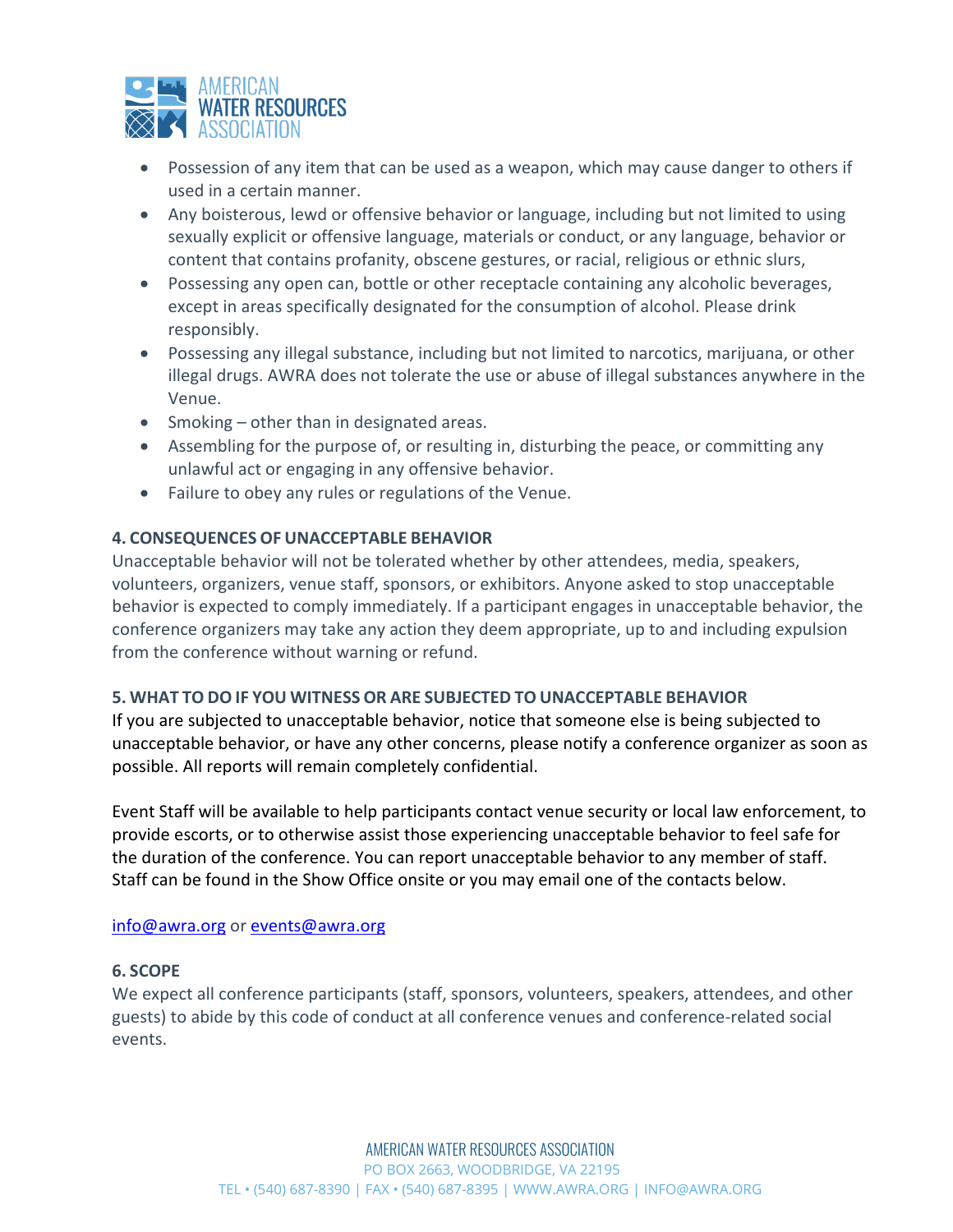- Possession of any item that can be used as a weapon, which may cause danger to others if used in a certain manner.
- Any boisterous, lewd or offensive behavior or language, including but not limited to using sexually explicit or offensive language, materials or conduct, or any language, behavior or content that contains profanity, obscene gestures, or racial, religious or ethnic slurs,
- Possessing any open can, bottle or other receptacle containing any alcoholic beverages, except in areas specifically designated for the consumption of alcohol. Please drink responsibly.
- Possessing any illegal substance, including but not limited to narcotics, marijuana, or other illegal drugs. AWRA does not tolerate the use or abuse of illegal substances anywhere in the Venue.
- Smoking – other than in designated areas.
- Assembling for the purpose of, or resulting in, disturbing the peace, or committing any unlawful act or engaging in any offensive behavior.
- Failure to obey any rules or regulations of the Venue.

**4. CONSEQUENCES OF UNACCEPTABLE BEHAVIOR**

Unacceptable behavior will not be tolerated whether by other attendees, media, speakers, volunteers, organizers, venue staff, sponsors, or exhibitors. Anyone asked to stop unacceptable behavior is expected to comply immediately. If a participant engages in unacceptable behavior, the conference organizers may take any action they deem appropriate, up to and including expulsion from the conference without warning or refund.

**5. WHAT TO DO IF YOU WITNESS OR ARE SUBJECTED TO UNACCEPTABLE BEHAVIOR**

If you are subjected to unacceptable behavior, notice that someone else is being subjected to unacceptable behavior, or have any other concerns, please notify a conference organizer as soon as possible. All reports will remain completely confidential.

Event Staff will be available to help participants contact venue security or local law enforcement, to provide escorts, or to otherwise assist those experiencing unacceptable behavior to feel safe for the duration of the conference. You can report unacceptable behavior to any member of staff. Staff can be found in the Show Office onsite or you may email one of the contacts below.

info@awra.org or events@awra.org

**6. SCOPE**

We expect all conference participants (staff, sponsors, volunteers, speakers, attendees, and other guests) to abide by this code of conduct at all conference venues and conference-related social events.